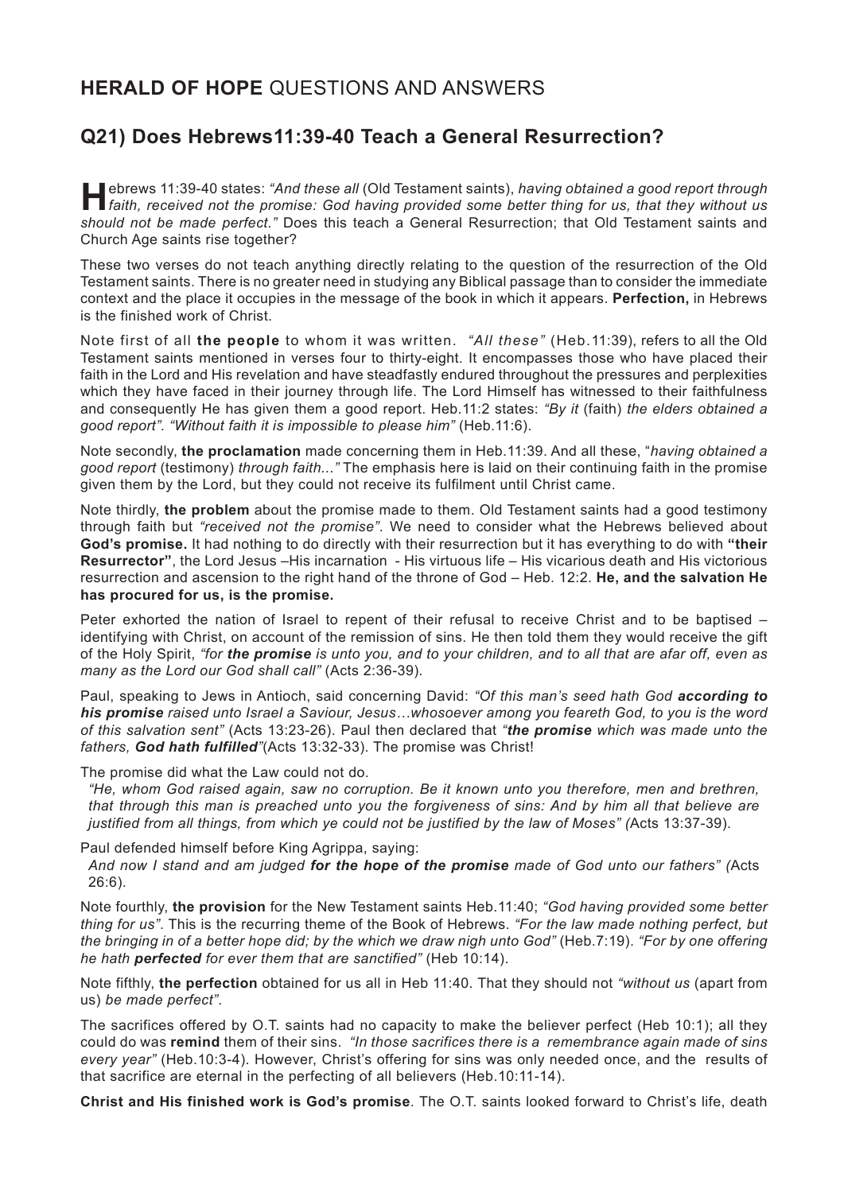## HERALD OF HOPE QUESTIONS AND ANSWERS

## Q21) Does Hebrews11:39-40 Teach a General Resurrection?

Hebrews 11:39-40 states: *"And these all* (Old Testament saints), *having obtained a good report through faith, received not the promise: God having provided some better thing for us, that they without us should not be made perfect."* Does this teach a General Resurrection; that Old Testament saints and Church Age saints rise together?

These two verses do not teach anything directly relating to the question of the resurrection of the Old Testament saints. There is no greater need in studying any Biblical passage than to consider the immediate context and the place it occupies in the message of the book in which it appears. **Perfection,** in Hebrews is the finished work of Christ.

Note first of all **the people** to whom it was written. *"All these"* (Heb.11:39), refers to all the Old Testament saints mentioned in verses four to thirty-eight. It encompasses those who have placed their faith in the Lord and His revelation and have steadfastly endured throughout the pressures and perplexities which they have faced in their journey through life. The Lord Himself has witnessed to their faithfulness and consequently He has given them a good report. Heb.11:2 states: *"By it* (faith) *the elders obtained a good report"*. *"Without faith it is impossible to please him"* (Heb.11:6).

Note secondly, **the proclamation** made concerning them in Heb.11:39. And all these, "*having obtained a good report* (testimony) *through faith..."* The emphasis here is laid on their continuing faith in the promise given them by the Lord, but they could not receive its fulfilment until Christ came.

Note thirdly, **the problem** about the promise made to them. Old Testament saints had a good testimony through faith but *"received not the promise"*. We need to consider what the Hebrews believed about **God's promise.** It had nothing to do directly with their resurrection but it has everything to do with **"their Resurrector"**, the Lord Jesus –His incarnation - His virtuous life – His vicarious death and His victorious resurrection and ascension to the right hand of the throne of God – Heb. 12:2. **He, and the salvation He has procured for us, is the promise.**

Peter exhorted the nation of Israel to repent of their refusal to receive Christ and to be baptised – identifying with Christ, on account of the remission of sins. He then told them they would receive the gift of the Holy Spirit, *"for **the promise** is unto you, and to your children, and to all that are afar off, even as many as the Lord our God shall call"* (Acts 2:36-39).

Paul, speaking to Jews in Antioch, said concerning David: *"Of this man's seed hath God **according to his promise** raised unto Israel a Saviour, Jesus…whosoever among you feareth God, to you is the word of this salvation sent"* (Acts 13:23-26). Paul then declared that *"**the promise** which was made unto the fathers, **God hath fulfilled**"*(Acts 13:32-33). The promise was Christ!

The promise did what the Law could not do.

> *"He, whom God raised again, saw no corruption. Be it known unto you therefore, men and brethren, that through this man is preached unto you the forgiveness of sins: And by him all that believe are justified from all things, from which ye could not be justified by the law of Moses" (*Acts 13:37-39).

Paul defended himself before King Agrippa, saying:

> *And now I stand and am judged **for the hope of the promise** made of God unto our fathers" (*Acts 26:6).

Note fourthly, **the provision** for the New Testament saints Heb.11:40; *"God having provided some better thing for us"*. This is the recurring theme of the Book of Hebrews. *"For the law made nothing perfect, but the bringing in of a better hope did; by the which we draw nigh unto God"* (Heb.7:19). *"For by one offering he hath **perfected** for ever them that are sanctified"* (Heb 10:14).

Note fifthly, **the perfection** obtained for us all in Heb 11:40. That they should not *"without us* (apart from us) *be made perfect"*.

The sacrifices offered by O.T. saints had no capacity to make the believer perfect (Heb 10:1); all they could do was **remind** them of their sins. *"In those sacrifices there is a remembrance again made of sins every year"* (Heb.10:3-4). However, Christ's offering for sins was only needed once, and the results of that sacrifice are eternal in the perfecting of all believers (Heb.10:11-14).

**Christ and His finished work is God's promise**. The O.T. saints looked forward to Christ's life, death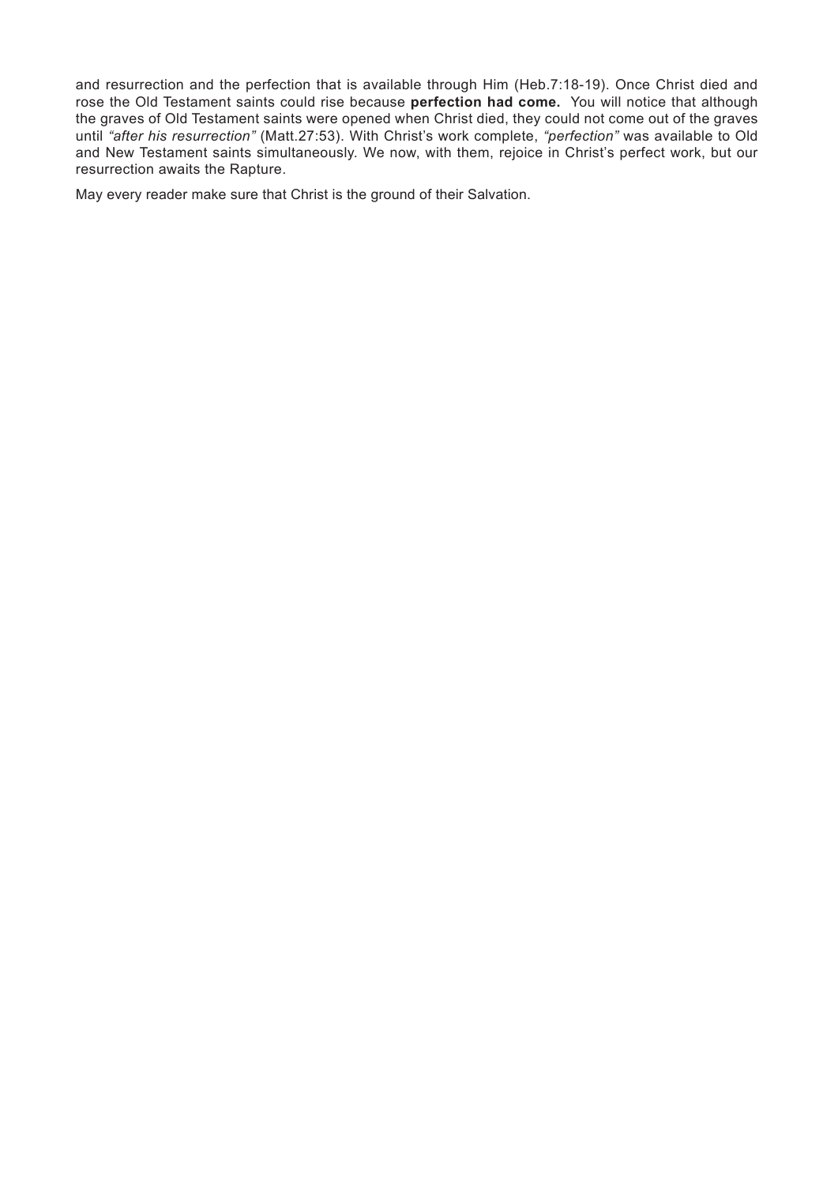and resurrection and the perfection that is available through Him (Heb.7:18-19). Once Christ died and rose the Old Testament saints could rise because **perfection had come.** You will notice that although the graves of Old Testament saints were opened when Christ died, they could not come out of the graves until *"after his resurrection"* (Matt.27:53). With Christ's work complete, *"perfection"* was available to Old and New Testament saints simultaneously. We now, with them, rejoice in Christ's perfect work, but our resurrection awaits the Rapture.

May every reader make sure that Christ is the ground of their Salvation.